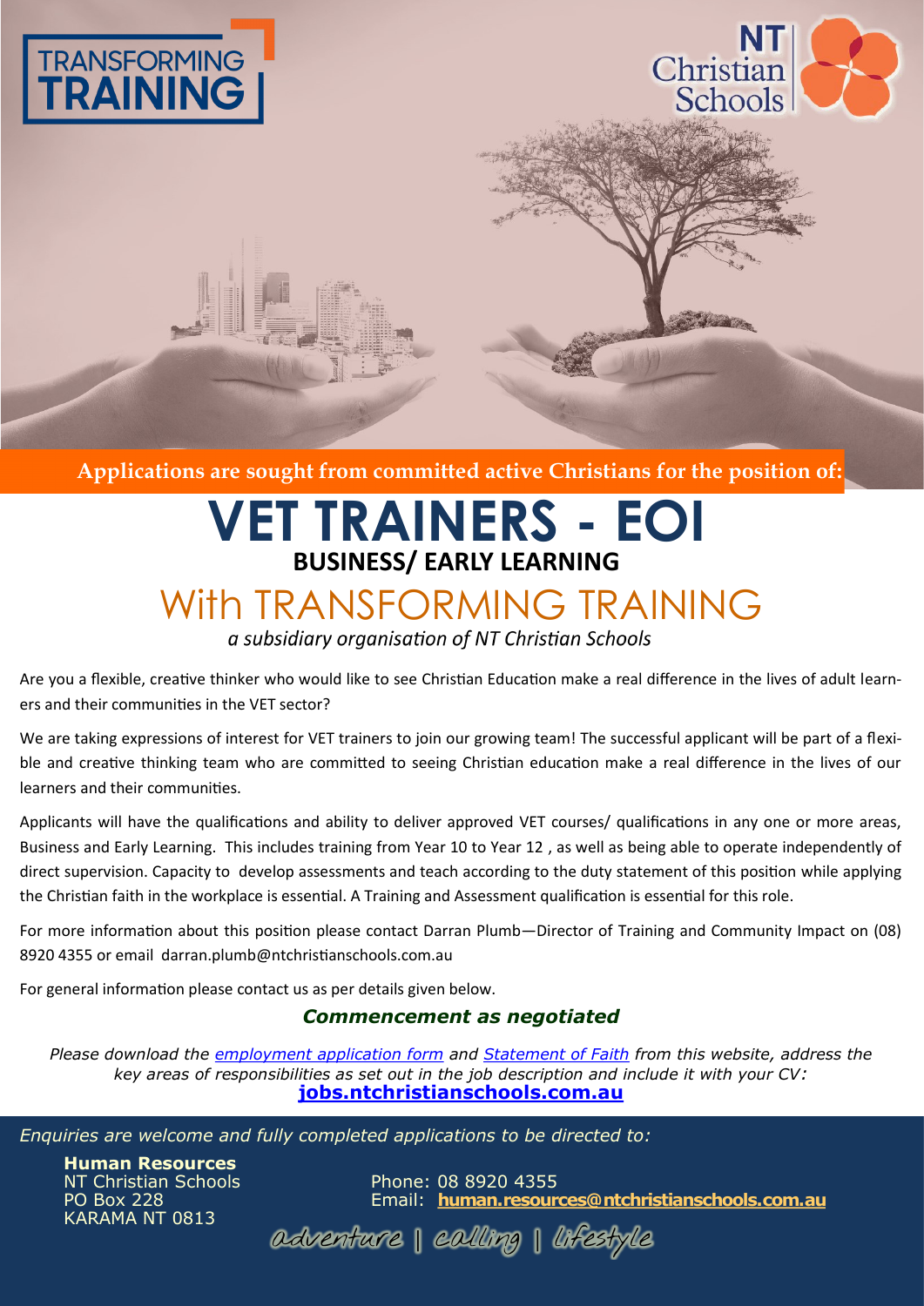TRANSFORMING TRAINING

NT Christian Schools

**Applications are sought from committed active Christians for the position of:**

# VET TRAINERS - EOI

## BUSINESS/ EARLY LEARNING

## With TRANSFORMING TRAINING

*a subsidiary organisation of NT Christian Schools*

Are you a flexible, creative thinker who would like to see Christian Education make a real difference in the lives of adult learners and their communities in the VET sector?

We are taking expressions of interest for VET trainers to join our growing team! The successful applicant will be part of a flexible and creative thinking team who are committed to seeing Christian education make a real difference in the lives of our learners and their communities.

Applicants will have the qualifications and ability to deliver approved VET courses/ qualifications in any one or more areas, Business and Early Learning. This includes training from Year 10 to Year 12 , as well as being able to operate independently of direct supervision. Capacity to develop assessments and teach according to the duty statement of this position while applying the Christian faith in the workplace is essential. A Training and Assessment qualification is essential for this role.

For more information about this position please contact Darran Plumb—Director of Training and Community Impact on (08) 8920 4355 or email darran.plumb@ntchristianschools.com.au

For general information please contact us as per details given below.

***Commencement as negotiated***

*Please download the employment application form and Statement of Faith from this website, address the key areas of responsibilities as set out in the job description and include it with your CV:*
**jobs.ntchristianschools.com.au**

*Enquiries are welcome and fully completed applications to be directed to:*

**Human Resources**
NT Christian Schools
PO Box 228
KARAMA NT 0813

Phone: 08 8920 4355
Email: **human.resources@ntchristianschools.com.au**

adventure | calling | lifestyle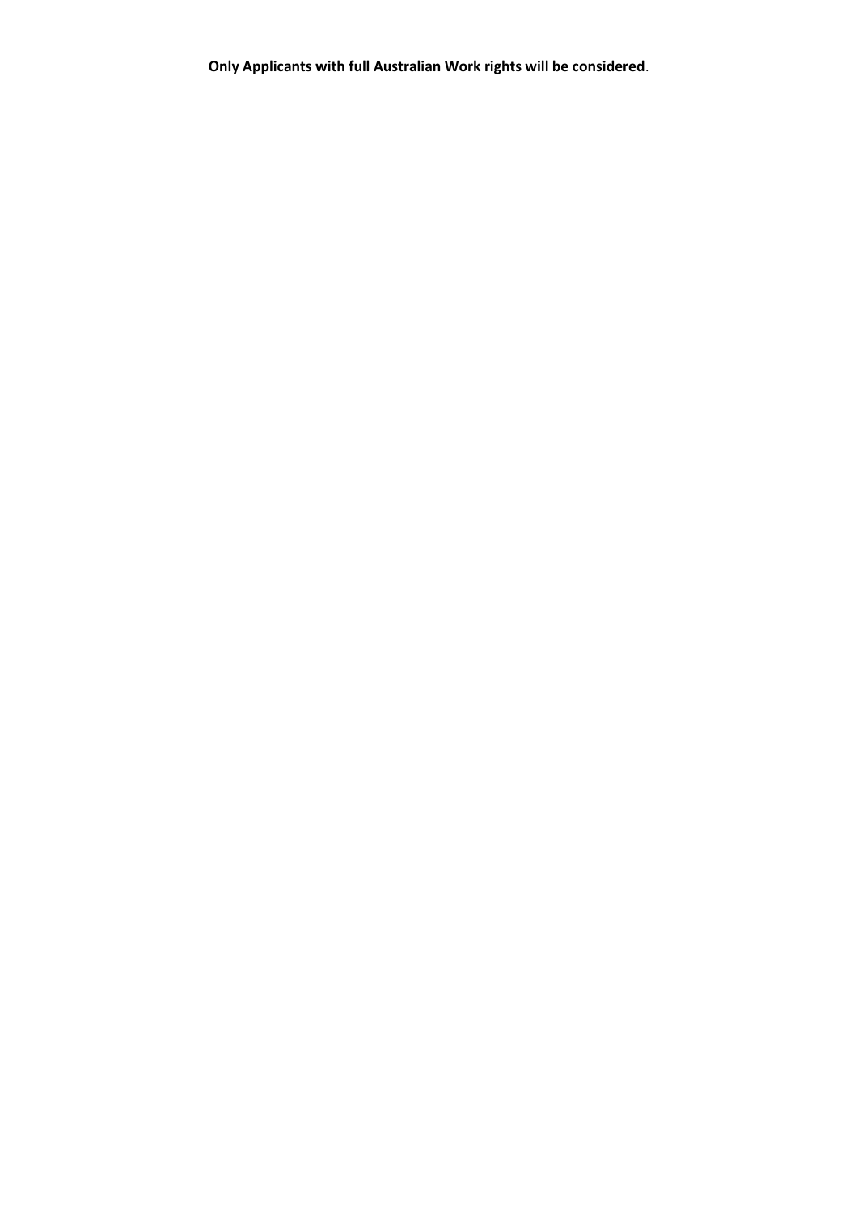**Only Applicants with full Australian Work rights will be considered**.